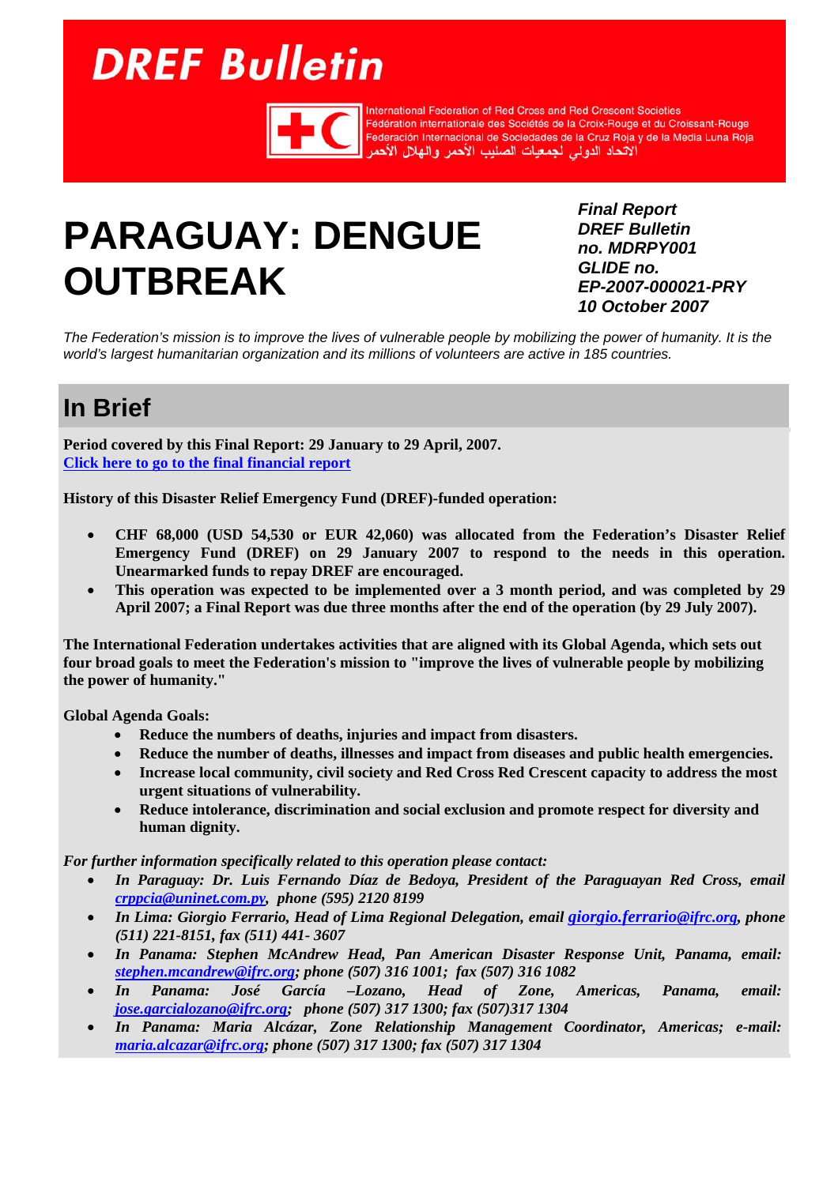# DREF Bulletin

International Federation of Red Cross and Red Crescent Societies
Fédération internationale des Sociétés de la Croix-Rouge et du Croissant-Rouge
Federación Internacional de Sociedades de la Cruz Roja y de la Media Luna Roja
الاتحاد الدولي لجمعيات الصليب الأحمر والهلال الأحمر

# PARAGUAY: DENGUE OUTBREAK

***Final Report***
***DREF Bulletin no. MDRPY001***
***GLIDE no. EP-2007-000021-PRY***
***10 October 2007***

*The Federation's mission is to improve the lives of vulnerable people by mobilizing the power of humanity. It is the world's largest humanitarian organization and its millions of volunteers are active in 185 countries.*

## In Brief

**Period covered by this Final Report: 29 January to 29 April, 2007.**
**Click here to go to the final financial report**

**History of this Disaster Relief Emergency Fund (DREF)-funded operation:**

- **CHF 68,000 (USD 54,530 or EUR 42,060) was allocated from the Federation's Disaster Relief Emergency Fund (DREF) on 29 January 2007 to respond to the needs in this operation. Unearmarked funds to repay DREF are encouraged.**
- **This operation was expected to be implemented over a 3 month period, and was completed by 29 April 2007; a Final Report was due three months after the end of the operation (by 29 July 2007).**

**The International Federation undertakes activities that are aligned with its Global Agenda, which sets out four broad goals to meet the Federation's mission to "improve the lives of vulnerable people by mobilizing the power of humanity."**

**Global Agenda Goals:**

- **Reduce the numbers of deaths, injuries and impact from disasters.**
- **Reduce the number of deaths, illnesses and impact from diseases and public health emergencies.**
- **Increase local community, civil society and Red Cross Red Crescent capacity to address the most urgent situations of vulnerability.**
- **Reduce intolerance, discrimination and social exclusion and promote respect for diversity and human dignity.**

***For further information specifically related to this operation please contact:***

- ***In Paraguay: Dr. Luis Fernando Díaz de Bedoya, President of the Paraguayan Red Cross, email crppcia@uninet.com.py, phone (595) 2120 8199***
- ***In Lima: Giorgio Ferrario, Head of Lima Regional Delegation, email giorgio.ferrario@ifrc.org, phone (511) 221-8151, fax (511) 441- 3607***
- ***In Panama: Stephen McAndrew Head, Pan American Disaster Response Unit, Panama, email: stephen.mcandrew@ifrc.org; phone (507) 316 1001; fax (507) 316 1082***
- ***In Panama: José García –Lozano, Head of Zone, Americas, Panama, email: jose.garcialozano@ifrc.org; phone (507) 317 1300; fax (507)317 1304***
- ***In Panama: Maria Alcázar, Zone Relationship Management Coordinator, Americas; e-mail: maria.alcazar@ifrc.org; phone (507) 317 1300; fax (507) 317 1304***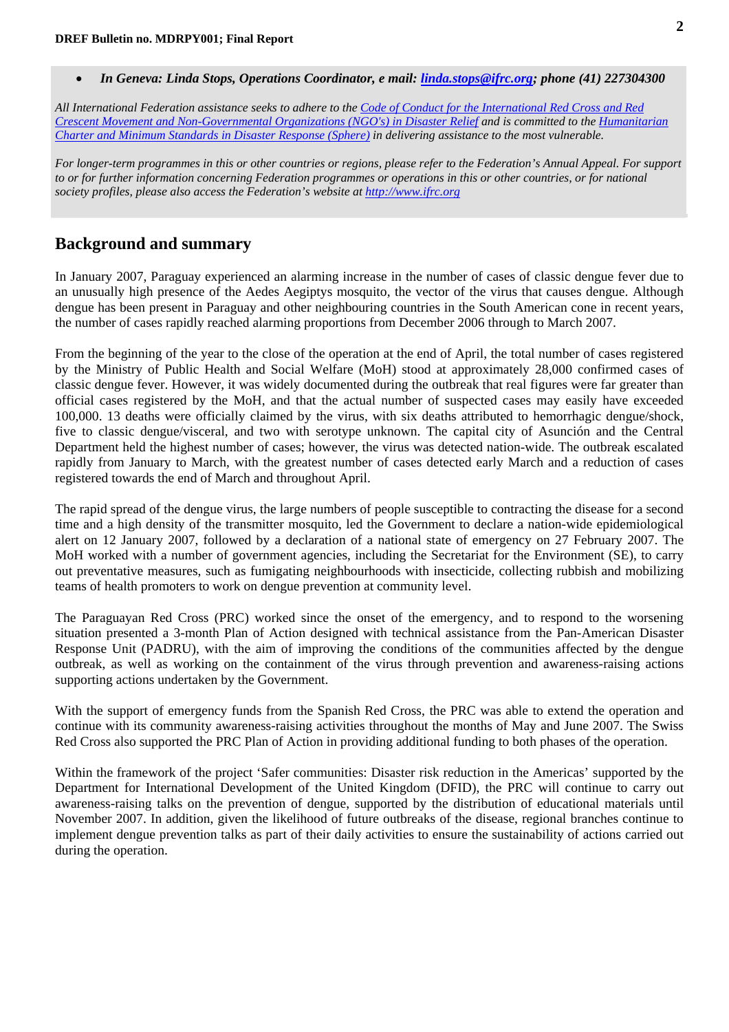- *In Geneva: Linda Stops, Operations Coordinator, e mail: [linda.stops@ifrc.org](mailto:linda.stops@ifrc.org); phone (41) 227304300*

*All International Federation assistance seeks to adhere to the [Code of Conduct for the International Red Cross and Red Crescent Movement and Non-Governmental Organizations (NGO's) in Disaster Relief](#) and is committed to the [Humanitarian Charter and Minimum Standards in Disaster Response (Sphere)](#) in delivering assistance to the most vulnerable.*

*For longer-term programmes in this or other countries or regions, please refer to the Federation's Annual Appeal. For support to or for further information concerning Federation programmes or operations in this or other countries, or for national society profiles, please also access the Federation's website at [http://www.ifrc.org](http://www.ifrc.org)*

## Background and summary

In January 2007, Paraguay experienced an alarming increase in the number of cases of classic dengue fever due to an unusually high presence of the Aedes Aegiptys mosquito, the vector of the virus that causes dengue. Although dengue has been present in Paraguay and other neighbouring countries in the South American cone in recent years, the number of cases rapidly reached alarming proportions from December 2006 through to March 2007.

From the beginning of the year to the close of the operation at the end of April, the total number of cases registered by the Ministry of Public Health and Social Welfare (MoH) stood at approximately 28,000 confirmed cases of classic dengue fever. However, it was widely documented during the outbreak that real figures were far greater than official cases registered by the MoH, and that the actual number of suspected cases may easily have exceeded 100,000. 13 deaths were officially claimed by the virus, with six deaths attributed to hemorrhagic dengue/shock, five to classic dengue/visceral, and two with serotype unknown. The capital city of Asunción and the Central Department held the highest number of cases; however, the virus was detected nation-wide. The outbreak escalated rapidly from January to March, with the greatest number of cases detected early March and a reduction of cases registered towards the end of March and throughout April.

The rapid spread of the dengue virus, the large numbers of people susceptible to contracting the disease for a second time and a high density of the transmitter mosquito, led the Government to declare a nation-wide epidemiological alert on 12 January 2007, followed by a declaration of a national state of emergency on 27 February 2007. The MoH worked with a number of government agencies, including the Secretariat for the Environment (SE), to carry out preventative measures, such as fumigating neighbourhoods with insecticide, collecting rubbish and mobilizing teams of health promoters to work on dengue prevention at community level.

The Paraguayan Red Cross (PRC) worked since the onset of the emergency, and to respond to the worsening situation presented a 3-month Plan of Action designed with technical assistance from the Pan-American Disaster Response Unit (PADRU), with the aim of improving the conditions of the communities affected by the dengue outbreak, as well as working on the containment of the virus through prevention and awareness-raising actions supporting actions undertaken by the Government.

With the support of emergency funds from the Spanish Red Cross, the PRC was able to extend the operation and continue with its community awareness-raising activities throughout the months of May and June 2007. The Swiss Red Cross also supported the PRC Plan of Action in providing additional funding to both phases of the operation.

Within the framework of the project 'Safer communities: Disaster risk reduction in the Americas' supported by the Department for International Development of the United Kingdom (DFID), the PRC will continue to carry out awareness-raising talks on the prevention of dengue, supported by the distribution of educational materials until November 2007. In addition, given the likelihood of future outbreaks of the disease, regional branches continue to implement dengue prevention talks as part of their daily activities to ensure the sustainability of actions carried out during the operation.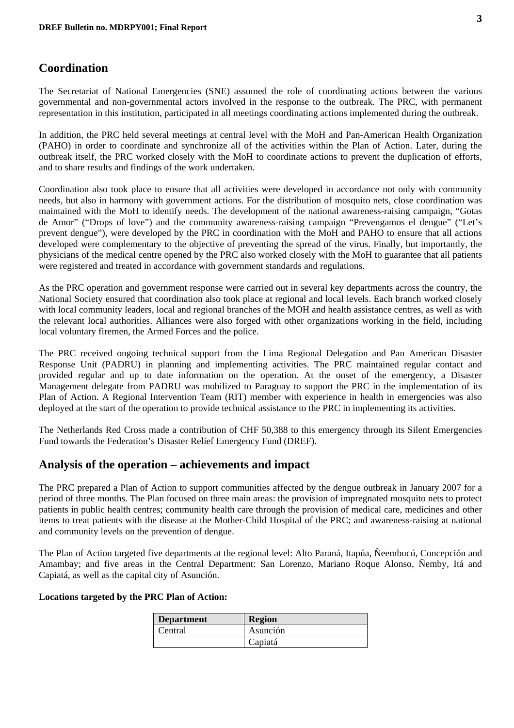## Coordination

The Secretariat of National Emergencies (SNE) assumed the role of coordinating actions between the various governmental and non-governmental actors involved in the response to the outbreak. The PRC, with permanent representation in this institution, participated in all meetings coordinating actions implemented during the outbreak.

In addition, the PRC held several meetings at central level with the MoH and Pan-American Health Organization (PAHO) in order to coordinate and synchronize all of the activities within the Plan of Action. Later, during the outbreak itself, the PRC worked closely with the MoH to coordinate actions to prevent the duplication of efforts, and to share results and findings of the work undertaken.

Coordination also took place to ensure that all activities were developed in accordance not only with community needs, but also in harmony with government actions. For the distribution of mosquito nets, close coordination was maintained with the MoH to identify needs. The development of the national awareness-raising campaign, "Gotas de Amor" ("Drops of love") and the community awareness-raising campaign "Prevengamos el dengue" ("Let's prevent dengue"), were developed by the PRC in coordination with the MoH and PAHO to ensure that all actions developed were complementary to the objective of preventing the spread of the virus. Finally, but importantly, the physicians of the medical centre opened by the PRC also worked closely with the MoH to guarantee that all patients were registered and treated in accordance with government standards and regulations.

As the PRC operation and government response were carried out in several key departments across the country, the National Society ensured that coordination also took place at regional and local levels. Each branch worked closely with local community leaders, local and regional branches of the MOH and health assistance centres, as well as with the relevant local authorities. Alliances were also forged with other organizations working in the field, including local voluntary firemen, the Armed Forces and the police.

The PRC received ongoing technical support from the Lima Regional Delegation and Pan American Disaster Response Unit (PADRU) in planning and implementing activities. The PRC maintained regular contact and provided regular and up to date information on the operation. At the onset of the emergency, a Disaster Management delegate from PADRU was mobilized to Paraguay to support the PRC in the implementation of its Plan of Action. A Regional Intervention Team (RIT) member with experience in health in emergencies was also deployed at the start of the operation to provide technical assistance to the PRC in implementing its activities.

The Netherlands Red Cross made a contribution of CHF 50,388 to this emergency through its Silent Emergencies Fund towards the Federation's Disaster Relief Emergency Fund (DREF).

## Analysis of the operation – achievements and impact

The PRC prepared a Plan of Action to support communities affected by the dengue outbreak in January 2007 for a period of three months. The Plan focused on three main areas: the provision of impregnated mosquito nets to protect patients in public health centres; community health care through the provision of medical care, medicines and other items to treat patients with the disease at the Mother-Child Hospital of the PRC; and awareness-raising at national and community levels on the prevention of dengue.

The Plan of Action targeted five departments at the regional level: Alto Paraná, Itapúa, Ñeembucú, Concepción and Amambay; and five areas in the Central Department: San Lorenzo, Mariano Roque Alonso, Ñemby, Itá and Capiatá, as well as the capital city of Asunción.

**Locations targeted by the PRC Plan of Action:**

| Department | Region |
|---|---|
| Central | Asunción |
| | Capiatá |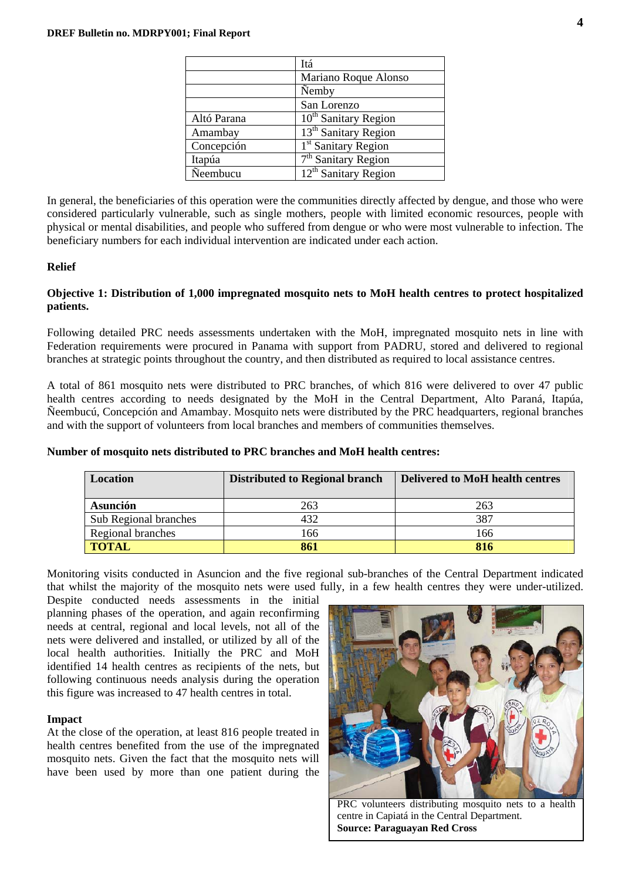| | Itá |
|---|---|
| | Mariano Roque Alonso |
| | Ñemby |
| | San Lorenzo |
| Altó Parana | 10th Sanitary Region |
| Amambay | 13th Sanitary Region |
| Concepción | 1st Sanitary Region |
| Itapúa | 7th Sanitary Region |
| Ñeembucu | 12th Sanitary Region |

In general, the beneficiaries of this operation were the communities directly affected by dengue, and those who were considered particularly vulnerable, such as single mothers, people with limited economic resources, people with physical or mental disabilities, and people who suffered from dengue or who were most vulnerable to infection. The beneficiary numbers for each individual intervention are indicated under each action.

**Relief**

**Objective 1: Distribution of 1,000 impregnated mosquito nets to MoH health centres to protect hospitalized patients.**

Following detailed PRC needs assessments undertaken with the MoH, impregnated mosquito nets in line with Federation requirements were procured in Panama with support from PADRU, stored and delivered to regional branches at strategic points throughout the country, and then distributed as required to local assistance centres.

A total of 861 mosquito nets were distributed to PRC branches, of which 816 were delivered to over 47 public health centres according to needs designated by the MoH in the Central Department, Alto Paraná, Itapúa, Ñeembucú, Concepción and Amambay. Mosquito nets were distributed by the PRC headquarters, regional branches and with the support of volunteers from local branches and members of communities themselves.

**Number of mosquito nets distributed to PRC branches and MoH health centres:**

| Location | Distributed to Regional branch | Delivered to MoH health centres |
|---|---|---|
| **Asunción** | 263 | 263 |
| Sub Regional branches | 432 | 387 |
| Regional branches | 166 | 166 |
| **TOTAL** | **861** | **816** |

Monitoring visits conducted in Asuncion and the five regional sub-branches of the Central Department indicated that whilst the majority of the mosquito nets were used fully, in a few health centres they were under-utilized. Despite conducted needs assessments in the initial planning phases of the operation, and again reconfirming needs at central, regional and local levels, not all of the nets were delivered and installed, or utilized by all of the local health authorities. Initially the PRC and MoH identified 14 health centres as recipients of the nets, but following continuous needs analysis during the operation this figure was increased to 47 health centres in total.

PRC volunteers distributing mosquito nets to a health centre in Capiatá in the Central Department.
**Source: Paraguayan Red Cross**

**Impact**

At the close of the operation, at least 816 people treated in health centres benefited from the use of the impregnated mosquito nets. Given the fact that the mosquito nets will have been used by more than one patient during the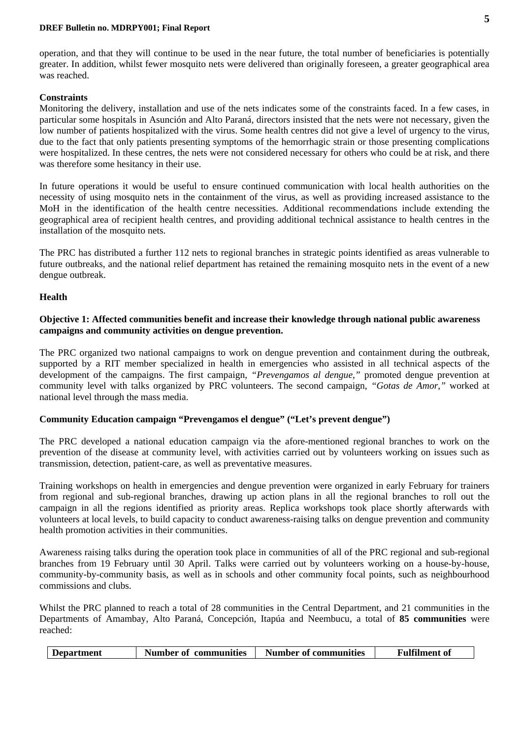operation, and that they will continue to be used in the near future, the total number of beneficiaries is potentially greater. In addition, whilst fewer mosquito nets were delivered than originally foreseen, a greater geographical area was reached.

**Constraints**

Monitoring the delivery, installation and use of the nets indicates some of the constraints faced. In a few cases, in particular some hospitals in Asunción and Alto Paraná, directors insisted that the nets were not necessary, given the low number of patients hospitalized with the virus. Some health centres did not give a level of urgency to the virus, due to the fact that only patients presenting symptoms of the hemorrhagic strain or those presenting complications were hospitalized. In these centres, the nets were not considered necessary for others who could be at risk, and there was therefore some hesitancy in their use.

In future operations it would be useful to ensure continued communication with local health authorities on the necessity of using mosquito nets in the containment of the virus, as well as providing increased assistance to the MoH in the identification of the health centre necessities. Additional recommendations include extending the geographical area of recipient health centres, and providing additional technical assistance to health centres in the installation of the mosquito nets.

The PRC has distributed a further 112 nets to regional branches in strategic points identified as areas vulnerable to future outbreaks, and the national relief department has retained the remaining mosquito nets in the event of a new dengue outbreak.

**Health**

**Objective 1: Affected communities benefit and increase their knowledge through national public awareness campaigns and community activities on dengue prevention.**

The PRC organized two national campaigns to work on dengue prevention and containment during the outbreak, supported by a RIT member specialized in health in emergencies who assisted in all technical aspects of the development of the campaigns. The first campaign, *"Prevengamos al dengue,"* promoted dengue prevention at community level with talks organized by PRC volunteers. The second campaign, *"Gotas de Amor,"* worked at national level through the mass media.

**Community Education campaign "Prevengamos el dengue" ("Let's prevent dengue")**

The PRC developed a national education campaign via the afore-mentioned regional branches to work on the prevention of the disease at community level, with activities carried out by volunteers working on issues such as transmission, detection, patient-care, as well as preventative measures.

Training workshops on health in emergencies and dengue prevention were organized in early February for trainers from regional and sub-regional branches, drawing up action plans in all the regional branches to roll out the campaign in all the regions identified as priority areas. Replica workshops took place shortly afterwards with volunteers at local levels, to build capacity to conduct awareness-raising talks on dengue prevention and community health promotion activities in their communities.

Awareness raising talks during the operation took place in communities of all of the PRC regional and sub-regional branches from 19 February until 30 April. Talks were carried out by volunteers working on a house-by-house, community-by-community basis, as well as in schools and other community focal points, such as neighbourhood commissions and clubs.

Whilst the PRC planned to reach a total of 28 communities in the Central Department, and 21 communities in the Departments of Amambay, Alto Paraná, Concepción, Itapúa and Neembucu, a total of **85 communities** were reached:

| Department | Number of communities | Number of communities | Fulfilment of |
|---|---|---|---|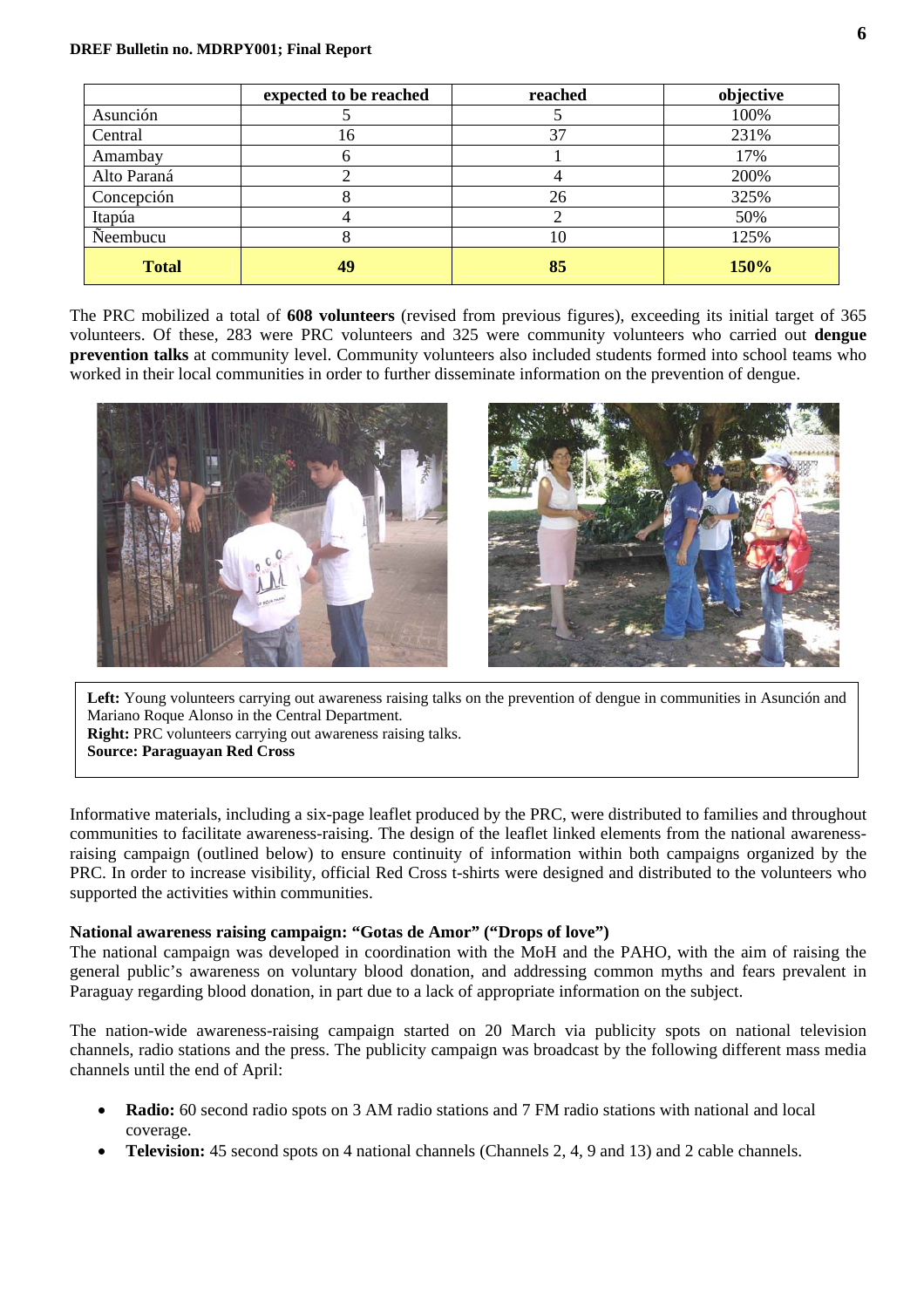| | expected to be reached | reached | objective |
|---|---|---|---|
| Asunción | 5 | 5 | 100% |
| Central | 16 | 37 | 231% |
| Amambay | 6 | 1 | 17% |
| Alto Paraná | 2 | 4 | 200% |
| Concepción | 8 | 26 | 325% |
| Itapúa | 4 | 2 | 50% |
| Ñeembucu | 8 | 10 | 125% |
| **Total** | **49** | **85** | **150%** |

The PRC mobilized a total of **608 volunteers** (revised from previous figures), exceeding its initial target of 365 volunteers. Of these, 283 were PRC volunteers and 325 were community volunteers who carried out **dengue prevention talks** at community level. Community volunteers also included students formed into school teams who worked in their local communities in order to further disseminate information on the prevention of dengue.

**Left:** Young volunteers carrying out awareness raising talks on the prevention of dengue in communities in Asunción and Mariano Roque Alonso in the Central Department.
**Right:** PRC volunteers carrying out awareness raising talks.
**Source: Paraguayan Red Cross**

Informative materials, including a six-page leaflet produced by the PRC, were distributed to families and throughout communities to facilitate awareness-raising. The design of the leaflet linked elements from the national awareness-raising campaign (outlined below) to ensure continuity of information within both campaigns organized by the PRC. In order to increase visibility, official Red Cross t-shirts were designed and distributed to the volunteers who supported the activities within communities.

**National awareness raising campaign: "Gotas de Amor" ("Drops of love")**

The national campaign was developed in coordination with the MoH and the PAHO, with the aim of raising the general public's awareness on voluntary blood donation, and addressing common myths and fears prevalent in Paraguay regarding blood donation, in part due to a lack of appropriate information on the subject.

The nation-wide awareness-raising campaign started on 20 March via publicity spots on national television channels, radio stations and the press. The publicity campaign was broadcast by the following different mass media channels until the end of April:

- **Radio:** 60 second radio spots on 3 AM radio stations and 7 FM radio stations with national and local coverage.
- **Television:** 45 second spots on 4 national channels (Channels 2, 4, 9 and 13) and 2 cable channels.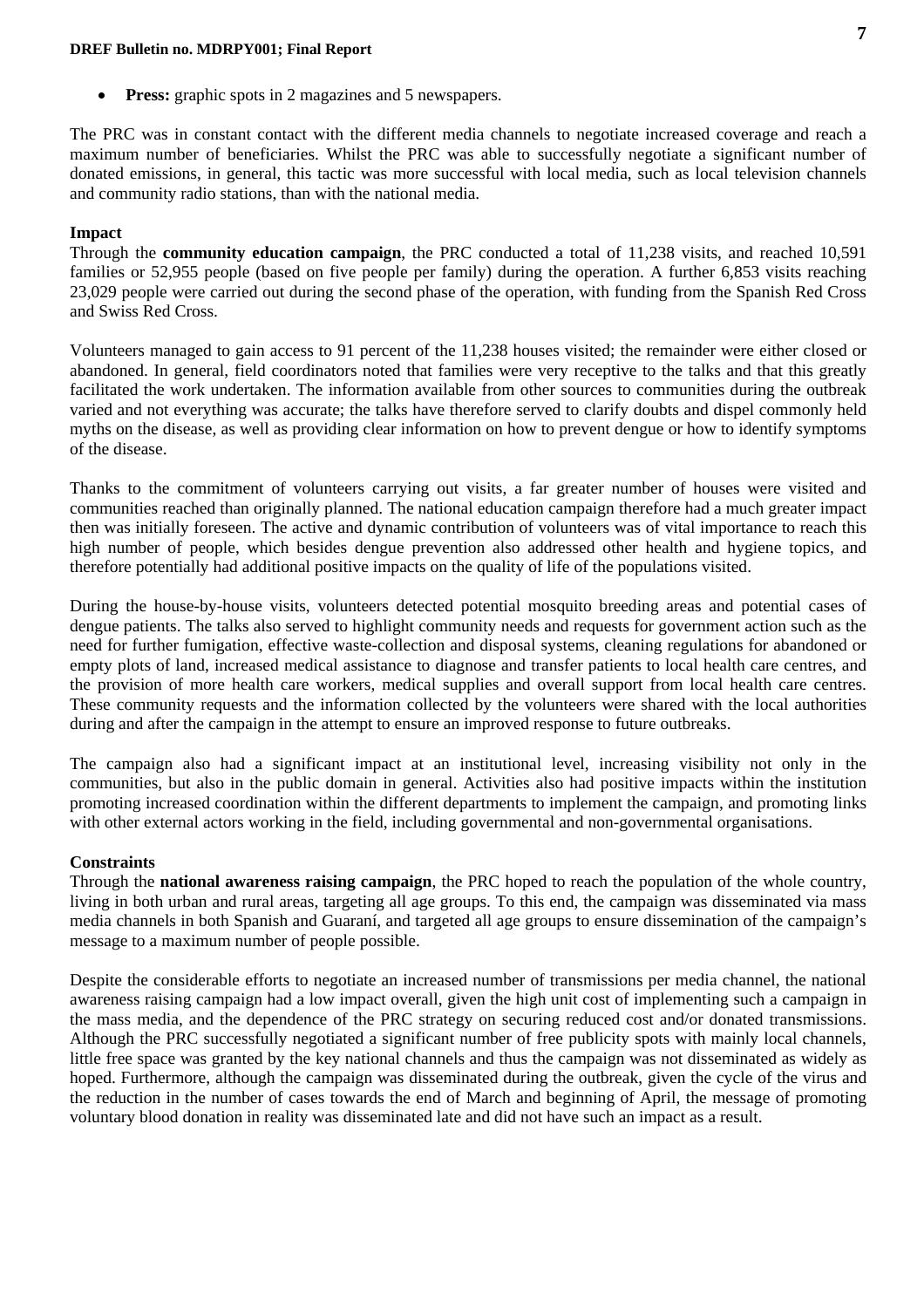- **Press:** graphic spots in 2 magazines and 5 newspapers.

The PRC was in constant contact with the different media channels to negotiate increased coverage and reach a maximum number of beneficiaries. Whilst the PRC was able to successfully negotiate a significant number of donated emissions, in general, this tactic was more successful with local media, such as local television channels and community radio stations, than with the national media.

**Impact**

Through the **community education campaign**, the PRC conducted a total of 11,238 visits, and reached 10,591 families or 52,955 people (based on five people per family) during the operation. A further 6,853 visits reaching 23,029 people were carried out during the second phase of the operation, with funding from the Spanish Red Cross and Swiss Red Cross.

Volunteers managed to gain access to 91 percent of the 11,238 houses visited; the remainder were either closed or abandoned. In general, field coordinators noted that families were very receptive to the talks and that this greatly facilitated the work undertaken. The information available from other sources to communities during the outbreak varied and not everything was accurate; the talks have therefore served to clarify doubts and dispel commonly held myths on the disease, as well as providing clear information on how to prevent dengue or how to identify symptoms of the disease.

Thanks to the commitment of volunteers carrying out visits, a far greater number of houses were visited and communities reached than originally planned. The national education campaign therefore had a much greater impact then was initially foreseen. The active and dynamic contribution of volunteers was of vital importance to reach this high number of people, which besides dengue prevention also addressed other health and hygiene topics, and therefore potentially had additional positive impacts on the quality of life of the populations visited.

During the house-by-house visits, volunteers detected potential mosquito breeding areas and potential cases of dengue patients. The talks also served to highlight community needs and requests for government action such as the need for further fumigation, effective waste-collection and disposal systems, cleaning regulations for abandoned or empty plots of land, increased medical assistance to diagnose and transfer patients to local health care centres, and the provision of more health care workers, medical supplies and overall support from local health care centres. These community requests and the information collected by the volunteers were shared with the local authorities during and after the campaign in the attempt to ensure an improved response to future outbreaks.

The campaign also had a significant impact at an institutional level, increasing visibility not only in the communities, but also in the public domain in general. Activities also had positive impacts within the institution promoting increased coordination within the different departments to implement the campaign, and promoting links with other external actors working in the field, including governmental and non-governmental organisations.

**Constraints**

Through the **national awareness raising campaign**, the PRC hoped to reach the population of the whole country, living in both urban and rural areas, targeting all age groups. To this end, the campaign was disseminated via mass media channels in both Spanish and Guaraní, and targeted all age groups to ensure dissemination of the campaign's message to a maximum number of people possible.

Despite the considerable efforts to negotiate an increased number of transmissions per media channel, the national awareness raising campaign had a low impact overall, given the high unit cost of implementing such a campaign in the mass media, and the dependence of the PRC strategy on securing reduced cost and/or donated transmissions. Although the PRC successfully negotiated a significant number of free publicity spots with mainly local channels, little free space was granted by the key national channels and thus the campaign was not disseminated as widely as hoped. Furthermore, although the campaign was disseminated during the outbreak, given the cycle of the virus and the reduction in the number of cases towards the end of March and beginning of April, the message of promoting voluntary blood donation in reality was disseminated late and did not have such an impact as a result.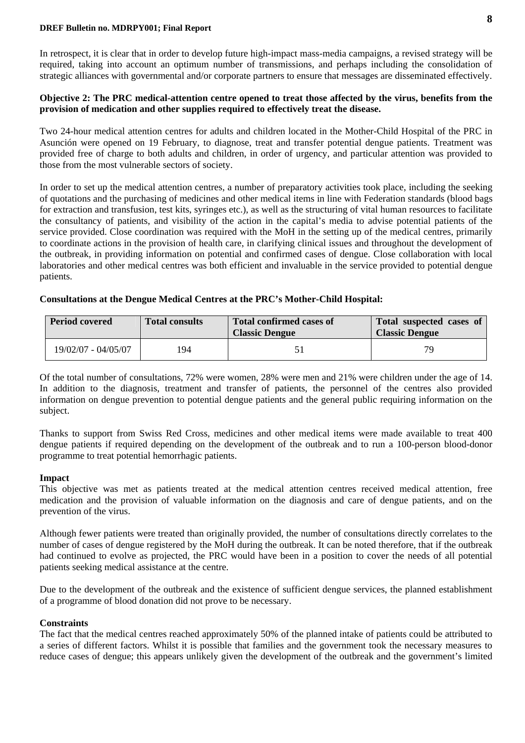In retrospect, it is clear that in order to develop future high-impact mass-media campaigns, a revised strategy will be required, taking into account an optimum number of transmissions, and perhaps including the consolidation of strategic alliances with governmental and/or corporate partners to ensure that messages are disseminated effectively.

**Objective 2: The PRC medical-attention centre opened to treat those affected by the virus, benefits from the provision of medication and other supplies required to effectively treat the disease.**

Two 24-hour medical attention centres for adults and children located in the Mother-Child Hospital of the PRC in Asunción were opened on 19 February, to diagnose, treat and transfer potential dengue patients. Treatment was provided free of charge to both adults and children, in order of urgency, and particular attention was provided to those from the most vulnerable sectors of society.

In order to set up the medical attention centres, a number of preparatory activities took place, including the seeking of quotations and the purchasing of medicines and other medical items in line with Federation standards (blood bags for extraction and transfusion, test kits, syringes etc.), as well as the structuring of vital human resources to facilitate the consultancy of patients, and visibility of the action in the capital's media to advise potential patients of the service provided. Close coordination was required with the MoH in the setting up of the medical centres, primarily to coordinate actions in the provision of health care, in clarifying clinical issues and throughout the development of the outbreak, in providing information on potential and confirmed cases of dengue. Close collaboration with local laboratories and other medical centres was both efficient and invaluable in the service provided to potential dengue patients.

**Consultations at the Dengue Medical Centres at the PRC's Mother-Child Hospital:**

| Period covered | Total consults | Total confirmed cases of Classic Dengue | Total suspected cases of Classic Dengue |
|---|---|---|---|
| 19/02/07 - 04/05/07 | 194 | 51 | 79 |

Of the total number of consultations, 72% were women, 28% were men and 21% were children under the age of 14. In addition to the diagnosis, treatment and transfer of patients, the personnel of the centres also provided information on dengue prevention to potential dengue patients and the general public requiring information on the subject.

Thanks to support from Swiss Red Cross, medicines and other medical items were made available to treat 400 dengue patients if required depending on the development of the outbreak and to run a 100-person blood-donor programme to treat potential hemorrhagic patients.

**Impact**

This objective was met as patients treated at the medical attention centres received medical attention, free medication and the provision of valuable information on the diagnosis and care of dengue patients, and on the prevention of the virus.

Although fewer patients were treated than originally provided, the number of consultations directly correlates to the number of cases of dengue registered by the MoH during the outbreak. It can be noted therefore, that if the outbreak had continued to evolve as projected, the PRC would have been in a position to cover the needs of all potential patients seeking medical assistance at the centre.

Due to the development of the outbreak and the existence of sufficient dengue services, the planned establishment of a programme of blood donation did not prove to be necessary.

**Constraints**

The fact that the medical centres reached approximately 50% of the planned intake of patients could be attributed to a series of different factors. Whilst it is possible that families and the government took the necessary measures to reduce cases of dengue; this appears unlikely given the development of the outbreak and the government's limited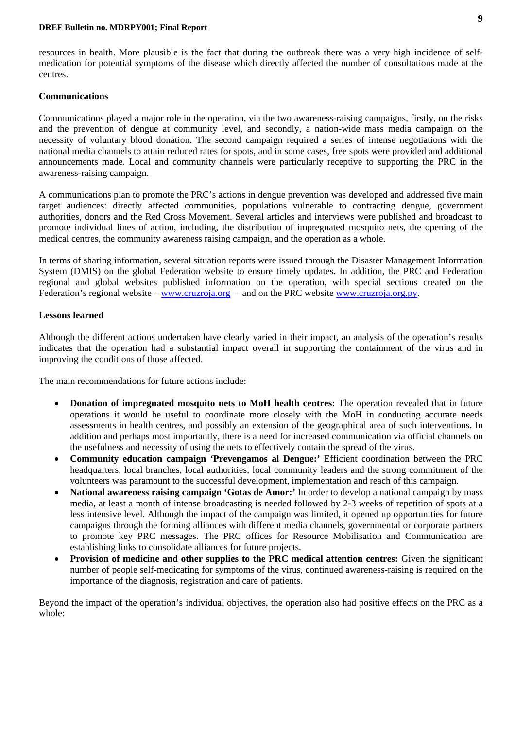resources in health. More plausible is the fact that during the outbreak there was a very high incidence of self-medication for potential symptoms of the disease which directly affected the number of consultations made at the centres.

**Communications**

Communications played a major role in the operation, via the two awareness-raising campaigns, firstly, on the risks and the prevention of dengue at community level, and secondly, a nation-wide mass media campaign on the necessity of voluntary blood donation. The second campaign required a series of intense negotiations with the national media channels to attain reduced rates for spots, and in some cases, free spots were provided and additional announcements made. Local and community channels were particularly receptive to supporting the PRC in the awareness-raising campaign.

A communications plan to promote the PRC's actions in dengue prevention was developed and addressed five main target audiences: directly affected communities, populations vulnerable to contracting dengue, government authorities, donors and the Red Cross Movement. Several articles and interviews were published and broadcast to promote individual lines of action, including, the distribution of impregnated mosquito nets, the opening of the medical centres, the community awareness raising campaign, and the operation as a whole.

In terms of sharing information, several situation reports were issued through the Disaster Management Information System (DMIS) on the global Federation website to ensure timely updates. In addition, the PRC and Federation regional and global websites published information on the operation, with special sections created on the Federation's regional website – [www.cruzroja.org](http://www.cruzroja.org) – and on the PRC website [www.cruzroja.org.py](http://www.cruzroja.org.py).

**Lessons learned**

Although the different actions undertaken have clearly varied in their impact, an analysis of the operation's results indicates that the operation had a substantial impact overall in supporting the containment of the virus and in improving the conditions of those affected.

The main recommendations for future actions include:

- **Donation of impregnated mosquito nets to MoH health centres:** The operation revealed that in future operations it would be useful to coordinate more closely with the MoH in conducting accurate needs assessments in health centres, and possibly an extension of the geographical area of such interventions. In addition and perhaps most importantly, there is a need for increased communication via official channels on the usefulness and necessity of using the nets to effectively contain the spread of the virus.
- **Community education campaign 'Prevengamos al Dengue:'** Efficient coordination between the PRC headquarters, local branches, local authorities, local community leaders and the strong commitment of the volunteers was paramount to the successful development, implementation and reach of this campaign.
- **National awareness raising campaign 'Gotas de Amor:'** In order to develop a national campaign by mass media, at least a month of intense broadcasting is needed followed by 2-3 weeks of repetition of spots at a less intensive level. Although the impact of the campaign was limited, it opened up opportunities for future campaigns through the forming alliances with different media channels, governmental or corporate partners to promote key PRC messages. The PRC offices for Resource Mobilisation and Communication are establishing links to consolidate alliances for future projects.
- **Provision of medicine and other supplies to the PRC medical attention centres:** Given the significant number of people self-medicating for symptoms of the virus, continued awareness-raising is required on the importance of the diagnosis, registration and care of patients.

Beyond the impact of the operation's individual objectives, the operation also had positive effects on the PRC as a whole: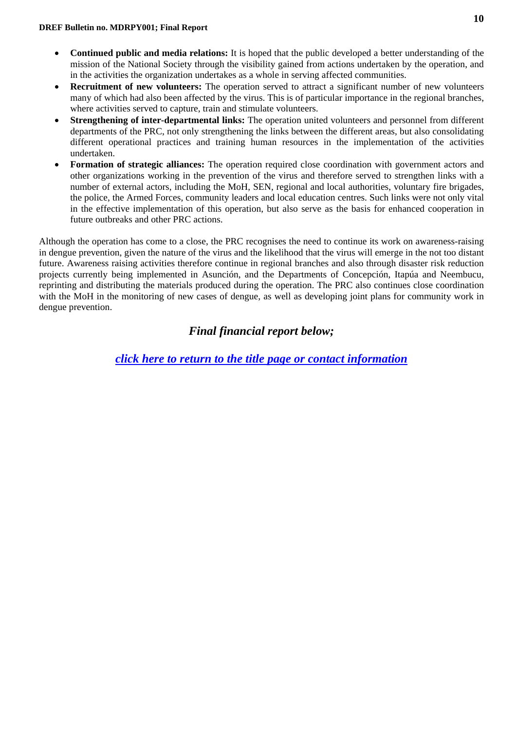- **Continued public and media relations:** It is hoped that the public developed a better understanding of the mission of the National Society through the visibility gained from actions undertaken by the operation, and in the activities the organization undertakes as a whole in serving affected communities.
- **Recruitment of new volunteers:** The operation served to attract a significant number of new volunteers many of which had also been affected by the virus. This is of particular importance in the regional branches, where activities served to capture, train and stimulate volunteers.
- **Strengthening of inter-departmental links:** The operation united volunteers and personnel from different departments of the PRC, not only strengthening the links between the different areas, but also consolidating different operational practices and training human resources in the implementation of the activities undertaken.
- **Formation of strategic alliances:** The operation required close coordination with government actors and other organizations working in the prevention of the virus and therefore served to strengthen links with a number of external actors, including the MoH, SEN, regional and local authorities, voluntary fire brigades, the police, the Armed Forces, community leaders and local education centres. Such links were not only vital in the effective implementation of this operation, but also serve as the basis for enhanced cooperation in future outbreaks and other PRC actions.

Although the operation has come to a close, the PRC recognises the need to continue its work on awareness-raising in dengue prevention, given the nature of the virus and the likelihood that the virus will emerge in the not too distant future. Awareness raising activities therefore continue in regional branches and also through disaster risk reduction projects currently being implemented in Asunción, and the Departments of Concepción, Itapúa and Neembucu, reprinting and distributing the materials produced during the operation. The PRC also continues close coordination with the MoH in the monitoring of new cases of dengue, as well as developing joint plans for community work in dengue prevention.

***Final financial report below;***

***click here to return to the title page or contact information***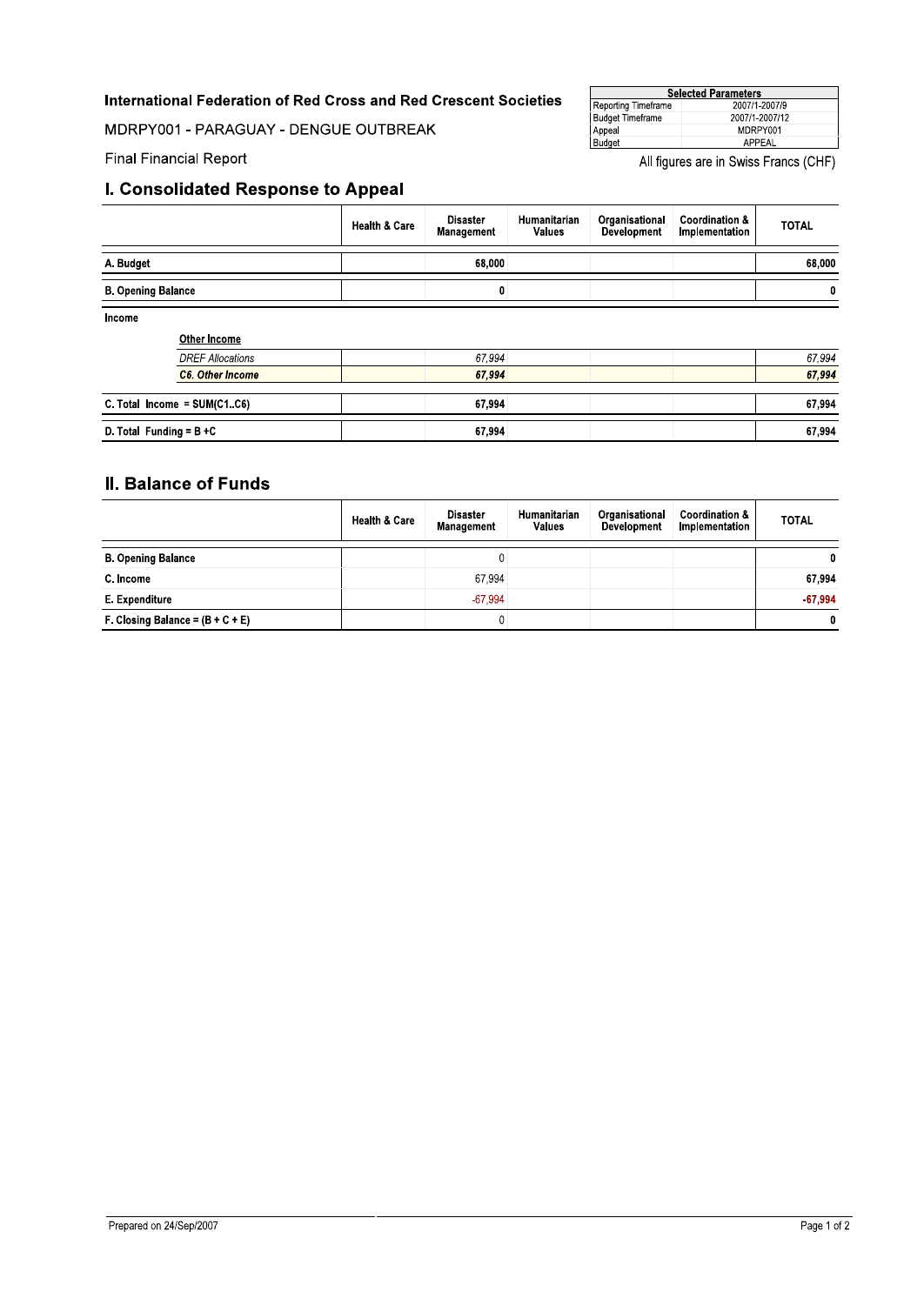**International Federation of Red Cross and Red Crescent Societies**

MDRPY001 - PARAGUAY - DENGUE OUTBREAK

Final Financial Report

| Selected Parameters | |
|---|---|
| Reporting Timeframe | 2007/1-2007/9 |
| Budget Timeframe | 2007/1-2007/12 |
| Appeal | MDRPY001 |
| Budget | APPEAL |

All figures are in Swiss Francs (CHF)

## I. Consolidated Response to Appeal

| | Health & Care | Disaster Management | Humanitarian Values | Organisational Development | Coordination & Implementation | TOTAL |
|---|---|---|---|---|---|---|
| **A. Budget** | | **68,000** | | | | **68,000** |
| **B. Opening Balance** | | **0** | | | | **0** |
| **Income** | | | | | | |
| **Other Income** | | | | | | |
| *DREF Allocations* | | *67,994* | | | | *67,994* |
| ***C6. Other Income*** | | ***67,994*** | | | | ***67,994*** |
| **C. Total Income = SUM(C1..C6)** | | **67,994** | | | | **67,994** |
| **D. Total Funding = B +C** | | **67,994** | | | | **67,994** |

## II. Balance of Funds

| | Health & Care | Disaster Management | Humanitarian Values | Organisational Development | Coordination & Implementation | TOTAL |
|---|---|---|---|---|---|---|
| **B. Opening Balance** | | 0 | | | | **0** |
| **C. Income** | | 67,994 | | | | **67,994** |
| **E. Expenditure** | | -67,994 | | | | **-67,994** |
| **F. Closing Balance = (B + C + E)** | | 0 | | | | **0** |

Prepared on 24/Sep/2007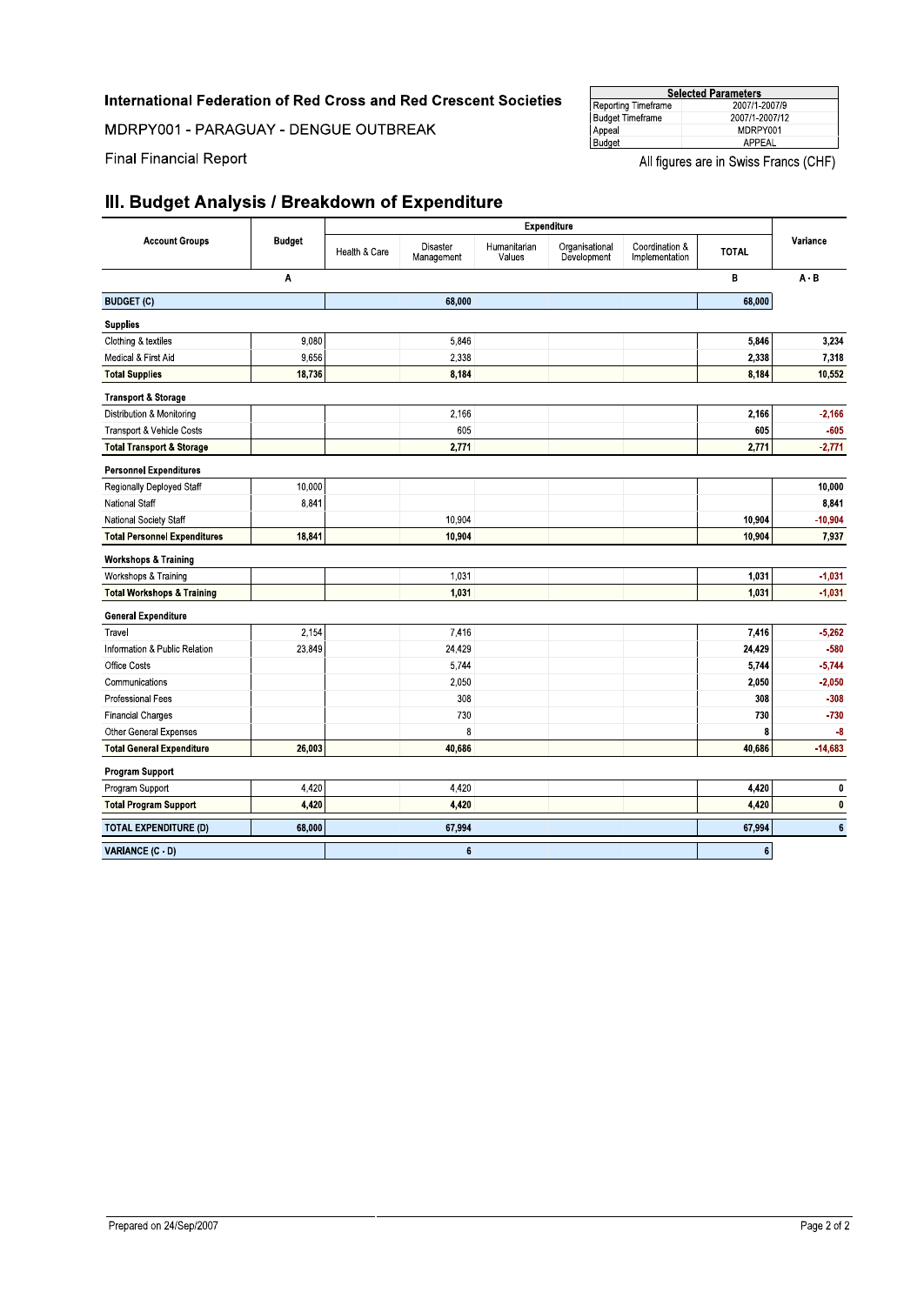**International Federation of Red Cross and Red Crescent Societies**

MDRPY001 - PARAGUAY - DENGUE OUTBREAK

Final Financial Report

| Selected Parameters | |
|---|---|
| Reporting Timeframe | 2007/1-2007/9 |
| Budget Timeframe | 2007/1-2007/12 |
| Appeal | MDRPY001 |
| Budget | APPEAL |

All figures are in Swiss Francs (CHF)

## III. Budget Analysis / Breakdown of Expenditure

| Account Groups | Budget | Expenditure | | | | | | Variance |
|---|---|---|---|---|---|---|---|---|
| | | Health & Care | Disaster Management | Humanitarian Values | Organisational Development | Coordination & Implementation | TOTAL | |
| | A | | | | | | B | A - B |
| **BUDGET (C)** | | | 68,000 | | | | 68,000 | |
| **Supplies** | | | | | | | | |
| Clothing & textiles | 9,080 | | 5,846 | | | | 5,846 | 3,234 |
| Medical & First Aid | 9,656 | | 2,338 | | | | 2,338 | 7,318 |
| **Total Supplies** | 18,736 | | 8,184 | | | | 8,184 | 10,552 |
| **Transport & Storage** | | | | | | | | |
| Distribution & Monitoring | | | 2,166 | | | | 2,166 | -2,166 |
| Transport & Vehicle Costs | | | 605 | | | | 605 | -605 |
| **Total Transport & Storage** | | | 2,771 | | | | 2,771 | -2,771 |
| **Personnel Expenditures** | | | | | | | | |
| Regionally Deployed Staff | 10,000 | | | | | | | 10,000 |
| National Staff | 8,841 | | | | | | | 8,841 |
| National Society Staff | | | 10,904 | | | | 10,904 | -10,904 |
| **Total Personnel Expenditures** | 18,841 | | 10,904 | | | | 10,904 | 7,937 |
| **Workshops & Training** | | | | | | | | |
| Workshops & Training | | | 1,031 | | | | 1,031 | -1,031 |
| **Total Workshops & Training** | | | 1,031 | | | | 1,031 | -1,031 |
| **General Expenditure** | | | | | | | | |
| Travel | 2,154 | | 7,416 | | | | 7,416 | -5,262 |
| Information & Public Relation | 23,849 | | 24,429 | | | | 24,429 | -580 |
| Office Costs | | | 5,744 | | | | 5,744 | -5,744 |
| Communications | | | 2,050 | | | | 2,050 | -2,050 |
| Professional Fees | | | 308 | | | | 308 | -308 |
| Financial Charges | | | 730 | | | | 730 | -730 |
| Other General Expenses | | | 8 | | | | 8 | -8 |
| **Total General Expenditure** | 26,003 | | 40,686 | | | | 40,686 | -14,683 |
| **Program Support** | | | | | | | | |
| Program Support | 4,420 | | 4,420 | | | | 4,420 | 0 |
| **Total Program Support** | 4,420 | | 4,420 | | | | 4,420 | 0 |
| **TOTAL EXPENDITURE (D)** | 68,000 | | 67,994 | | | | 67,994 | 6 |
| **VARIANCE (C - D)** | | | 6 | | | | 6 | |

Prepared on 24/Sep/2007